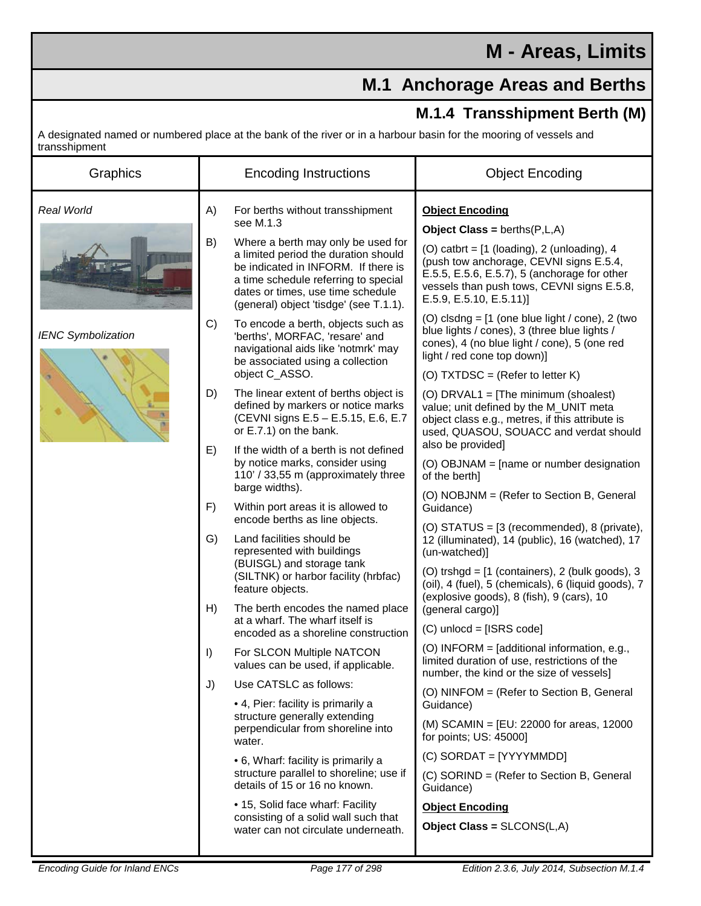# M - Areas, Limits

## M.1 Anchorage Areas and Berths

### M.1.4 Transshipment Berth (M)

A designated named or numbered place at the bank of the river or in a harbour basin for the mooring of vessels and transshipment

| Graphics | Encoding Instructions | Object Encoding |
|---|---|---|
| *Real World*<br><br>*IENC Symbolization* | A) For berths without transshipment see M.1.3<br><br>B) Where a berth may only be used for a limited period the duration should be indicated in INFORM. If there is a time schedule referring to special dates or times, use time schedule (general) object 'tisdge' (see T.1.1).<br><br>C) To encode a berth, objects such as 'berths', MORFAC, 'resare' and navigational aids like 'notmrk' may be associated using a collection object C_ASSO.<br><br>D) The linear extent of berths object is defined by markers or notice marks (CEVNI signs E.5 – E.5.15, E.6, E.7 or E.7.1) on the bank.<br><br>E) If the width of a berth is not defined by notice marks, consider using 110' / 33,55 m (approximately three barge widths).<br><br>F) Within port areas it is allowed to encode berths as line objects.<br><br>G) Land facilities should be represented with buildings (BUISGL) and storage tank (SILTNK) or harbor facility (hrbfac) feature objects.<br><br>H) The berth encodes the named place at a wharf. The wharf itself is encoded as a shoreline construction<br><br>I) For SLCON Multiple NATCON values can be used, if applicable.<br><br>J) Use CATSLC as follows:<br><br>• 4, Pier: facility is primarily a structure generally extending perpendicular from shoreline into water.<br><br>• 6, Wharf: facility is primarily a structure parallel to shoreline; use if details of 15 or 16 no known.<br><br>• 15, Solid face wharf: Facility consisting of a solid wall such that water can not circulate underneath. | **<u>Object Encoding</u>**<br><br>**Object Class =** berths(P,L,A)<br><br>(O) catbrt = [1 (loading), 2 (unloading), 4 (push tow anchorage, CEVNI signs E.5.4, E.5.5, E.5.6, E.5.7), 5 (anchorage for other vessels than push tows, CEVNI signs E.5.8, E.5.9, E.5.10, E.5.11)]<br><br>(O) clsdng = [1 (one blue light / cone), 2 (two blue lights / cones), 3 (three blue lights / cones), 4 (no blue light / cone), 5 (one red light / red cone top down)]<br><br>(O) TXTDSC = (Refer to letter K)<br><br>(O) DRVAL1 = [The minimum (shoalest) value; unit defined by the M_UNIT meta object class e.g., metres, if this attribute is used, QUASOU, SOUACC and verdat should also be provided]<br><br>(O) OBJNAM = [name or number designation of the berth]<br><br>(O) NOBJNM = (Refer to Section B, General Guidance)<br><br>(O) STATUS = [3 (recommended), 8 (private), 12 (illuminated), 14 (public), 16 (watched), 17 (un-watched)]<br><br>(O) trshgd = [1 (containers), 2 (bulk goods), 3 (oil), 4 (fuel), 5 (chemicals), 6 (liquid goods), 7 (explosive goods), 8 (fish), 9 (cars), 10 (general cargo)]<br><br>(C) unlocd = [ISRS code]<br><br>(O) INFORM = [additional information, e.g., limited duration of use, restrictions of the number, the kind or the size of vessels]<br><br>(O) NINFOM = (Refer to Section B, General Guidance)<br><br>(M) SCAMIN = [EU: 22000 for areas, 12000 for points; US: 45000]<br><br>(C) SORDAT = [YYYYMMDD]<br><br>(C) SORIND = (Refer to Section B, General Guidance)<br><br>**<u>Object Encoding</u>**<br><br>**Object Class =** SLCONS(L,A) |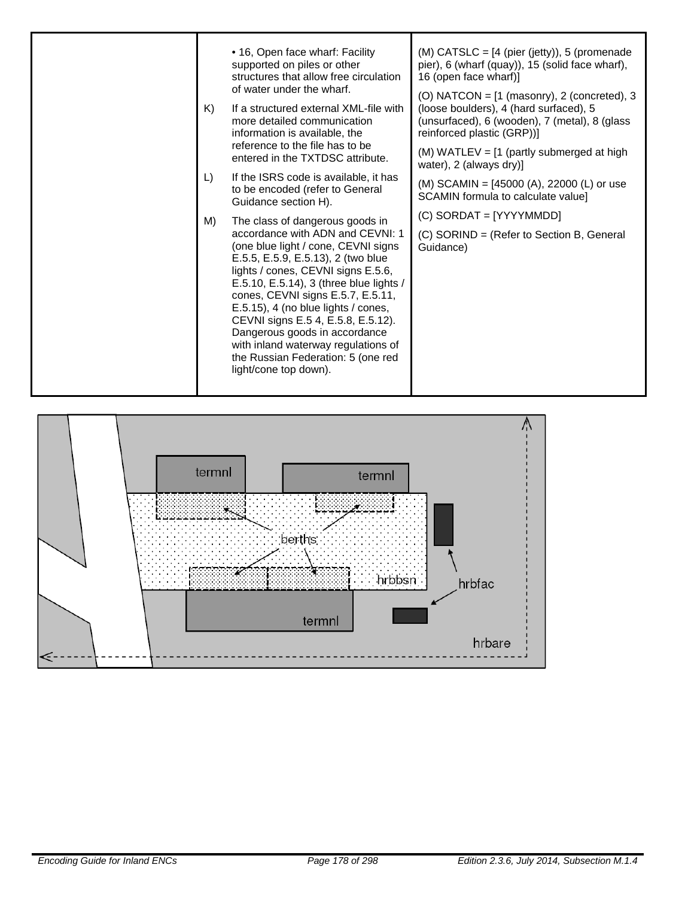| | | |
|---|---|---|
| | • 16, Open face wharf: Facility supported on piles or other structures that allow free circulation of water under the wharf.<br><br>K) If a structured external XML-file with more detailed communication information is available, the reference to the file has to be entered in the TXTDSC attribute.<br><br>L) If the ISRS code is available, it has to be encoded (refer to General Guidance section H).<br><br>M) The class of dangerous goods in accordance with ADN and CEVNI: 1 (one blue light / cone, CEVNI signs E.5.5, E.5.9, E.5.13), 2 (two blue lights / cones, CEVNI signs E.5.6, E.5.10, E.5.14), 3 (three blue lights / cones, CEVNI signs E.5.7, E.5.11, E.5.15), 4 (no blue lights / cones, CEVNI signs E.5 4, E.5.8, E.5.12). Dangerous goods in accordance with inland waterway regulations of the Russian Federation: 5 (one red light/cone top down). | (M) CATSLC = [4 (pier (jetty)), 5 (promenade pier), 6 (wharf (quay)), 15 (solid face wharf), 16 (open face wharf)]<br><br>(O) NATCON = [1 (masonry), 2 (concreted), 3 (loose boulders), 4 (hard surfaced), 5 (unsurfaced), 6 (wooden), 7 (metal), 8 (glass reinforced plastic (GRP))]<br><br>(M) WATLEV = [1 (partly submerged at high water), 2 (always dry)]<br><br>(M) SCAMIN = [45000 (A), 22000 (L) or use SCAMIN formula to calculate value]<br><br>(C) SORDAT = [YYYYMMDD]<br><br>(C) SORIND = (Refer to Section B, General Guidance) |

termnl
termnl
berths
hrbbsn
hrbfac
termnl
hrbare